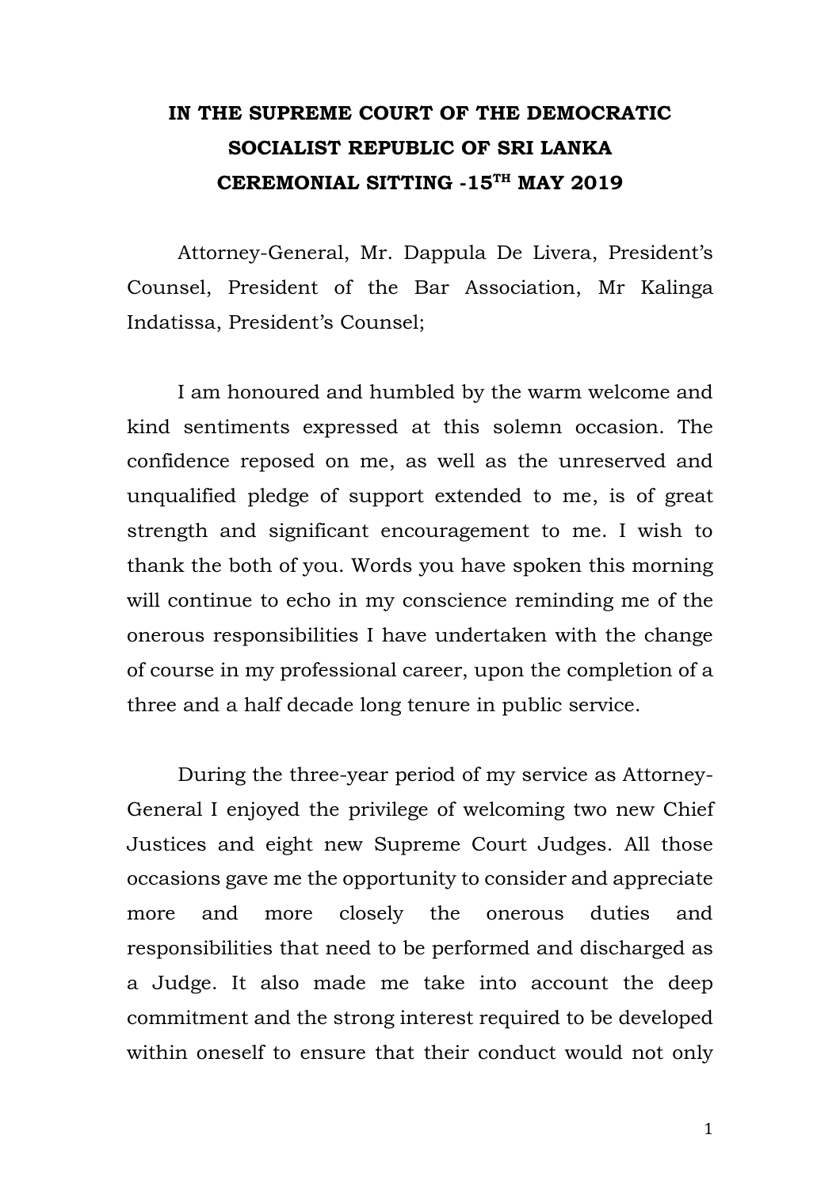# IN THE SUPREME COURT OF THE DEMOCRATIC SOCIALIST REPUBLIC OF SRI LANKA
# CEREMONIAL SITTING -15TH MAY 2019

Attorney-General, Mr. Dappula De Livera, President's Counsel, President of the Bar Association, Mr Kalinga Indatissa, President's Counsel;

I am honoured and humbled by the warm welcome and kind sentiments expressed at this solemn occasion. The confidence reposed on me, as well as the unreserved and unqualified pledge of support extended to me, is of great strength and significant encouragement to me. I wish to thank the both of you. Words you have spoken this morning will continue to echo in my conscience reminding me of the onerous responsibilities I have undertaken with the change of course in my professional career, upon the completion of a three and a half decade long tenure in public service.

During the three-year period of my service as Attorney-General I enjoyed the privilege of welcoming two new Chief Justices and eight new Supreme Court Judges. All those occasions gave me the opportunity to consider and appreciate more and more closely the onerous duties and responsibilities that need to be performed and discharged as a Judge. It also made me take into account the deep commitment and the strong interest required to be developed within oneself to ensure that their conduct would not only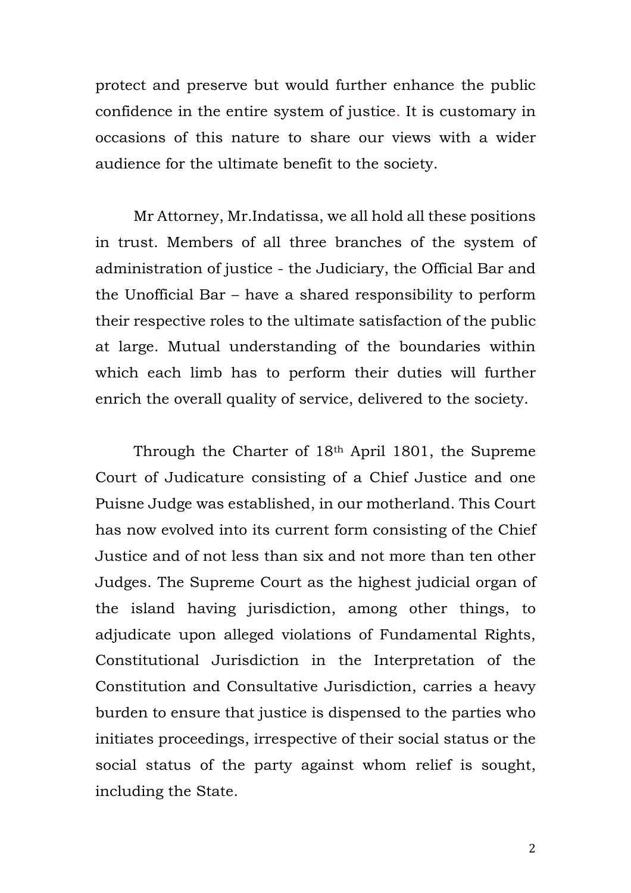protect and preserve but would further enhance the public confidence in the entire system of justice. It is customary in occasions of this nature to share our views with a wider audience for the ultimate benefit to the society.

Mr Attorney, Mr.Indatissa, we all hold all these positions in trust. Members of all three branches of the system of administration of justice - the Judiciary, the Official Bar and the Unofficial Bar – have a shared responsibility to perform their respective roles to the ultimate satisfaction of the public at large. Mutual understanding of the boundaries within which each limb has to perform their duties will further enrich the overall quality of service, delivered to the society.

Through the Charter of 18th April 1801, the Supreme Court of Judicature consisting of a Chief Justice and one Puisne Judge was established, in our motherland. This Court has now evolved into its current form consisting of the Chief Justice and of not less than six and not more than ten other Judges. The Supreme Court as the highest judicial organ of the island having jurisdiction, among other things, to adjudicate upon alleged violations of Fundamental Rights, Constitutional Jurisdiction in the Interpretation of the Constitution and Consultative Jurisdiction, carries a heavy burden to ensure that justice is dispensed to the parties who initiates proceedings, irrespective of their social status or the social status of the party against whom relief is sought, including the State.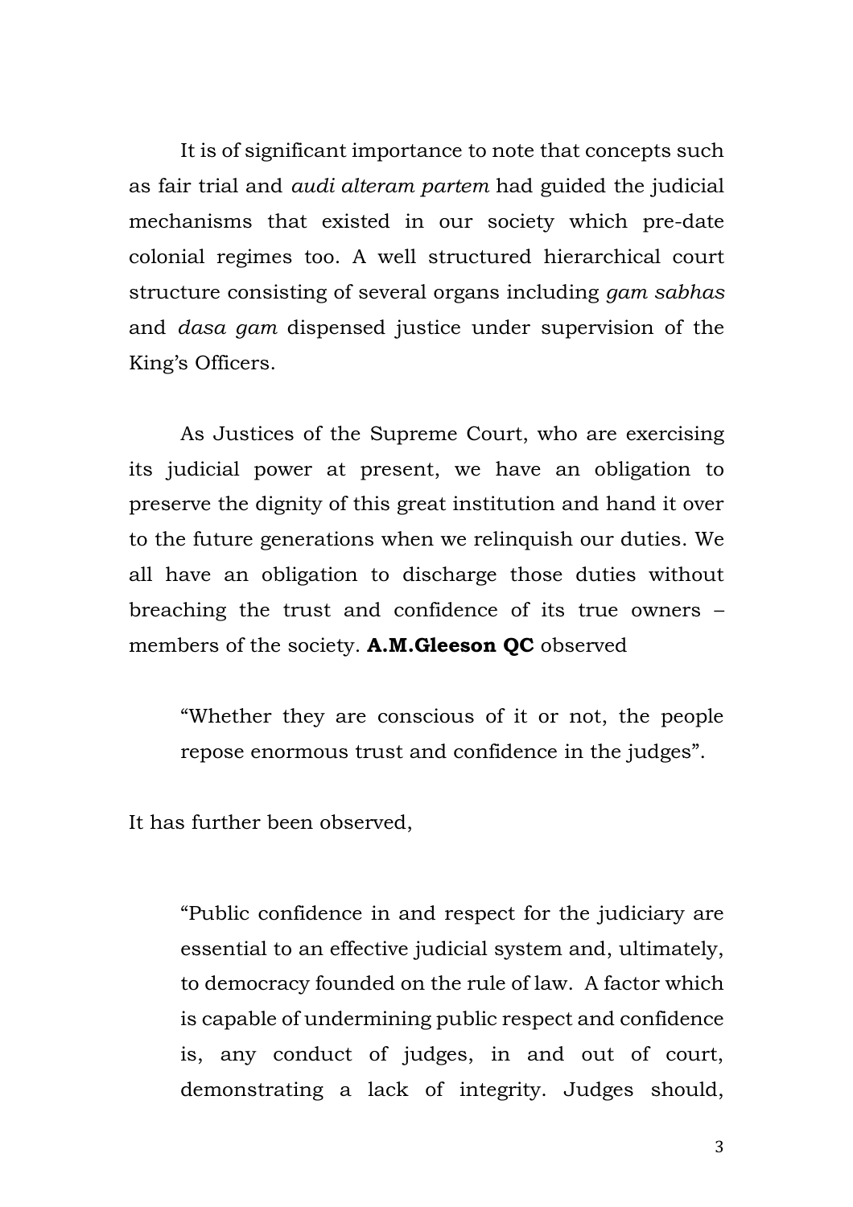It is of significant importance to note that concepts such as fair trial and *audi alteram partem* had guided the judicial mechanisms that existed in our society which pre-date colonial regimes too. A well structured hierarchical court structure consisting of several organs including *gam sabhas* and *dasa gam* dispensed justice under supervision of the King's Officers.

As Justices of the Supreme Court, who are exercising its judicial power at present, we have an obligation to preserve the dignity of this great institution and hand it over to the future generations when we relinquish our duties. We all have an obligation to discharge those duties without breaching the trust and confidence of its true owners – members of the society. **A.M.Gleeson QC** observed

> "Whether they are conscious of it or not, the people repose enormous trust and confidence in the judges".

It has further been observed,

> "Public confidence in and respect for the judiciary are essential to an effective judicial system and, ultimately, to democracy founded on the rule of law. A factor which is capable of undermining public respect and confidence is, any conduct of judges, in and out of court, demonstrating a lack of integrity. Judges should,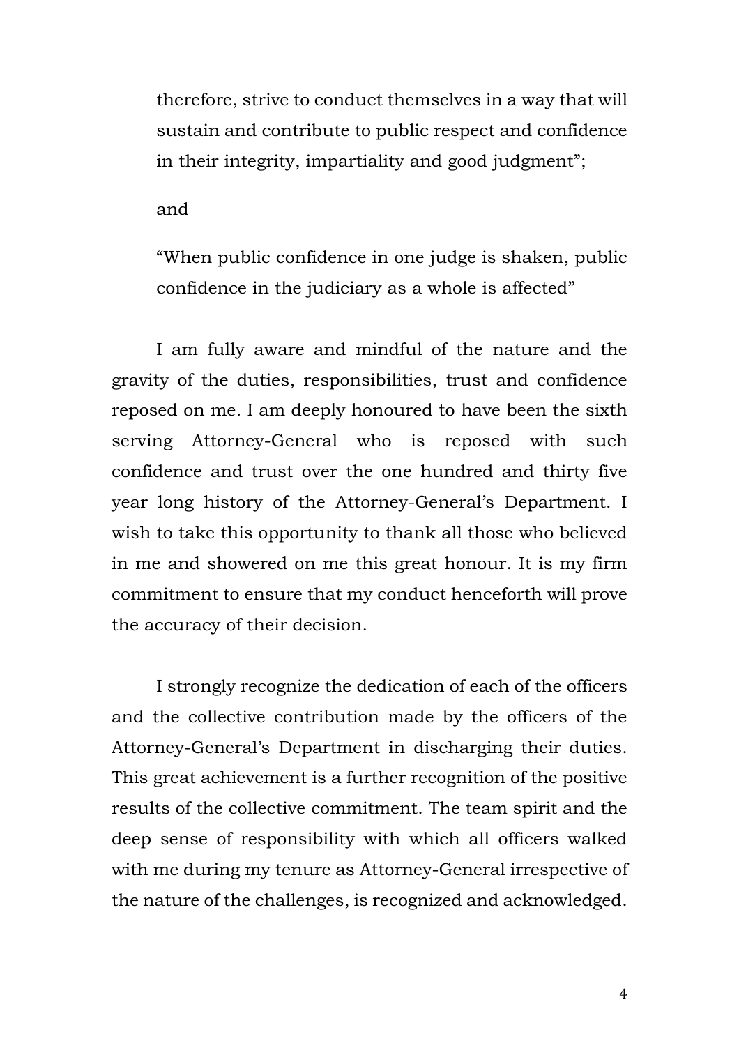therefore, strive to conduct themselves in a way that will sustain and contribute to public respect and confidence in their integrity, impartiality and good judgment";

and

"When public confidence in one judge is shaken, public confidence in the judiciary as a whole is affected"

I am fully aware and mindful of the nature and the gravity of the duties, responsibilities, trust and confidence reposed on me. I am deeply honoured to have been the sixth serving Attorney-General who is reposed with such confidence and trust over the one hundred and thirty five year long history of the Attorney-General's Department. I wish to take this opportunity to thank all those who believed in me and showered on me this great honour. It is my firm commitment to ensure that my conduct henceforth will prove the accuracy of their decision.

I strongly recognize the dedication of each of the officers and the collective contribution made by the officers of the Attorney-General's Department in discharging their duties. This great achievement is a further recognition of the positive results of the collective commitment. The team spirit and the deep sense of responsibility with which all officers walked with me during my tenure as Attorney-General irrespective of the nature of the challenges, is recognized and acknowledged.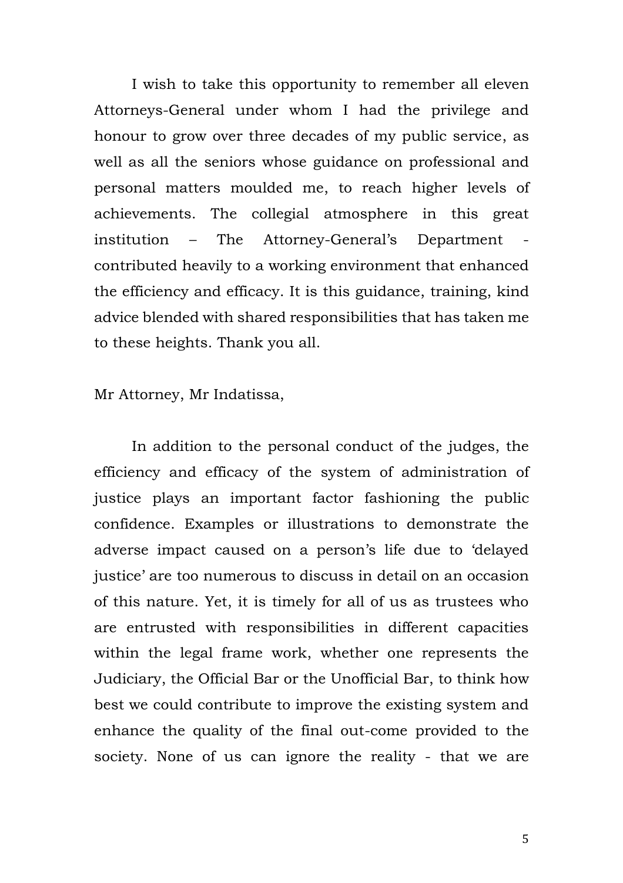I wish to take this opportunity to remember all eleven Attorneys-General under whom I had the privilege and honour to grow over three decades of my public service, as well as all the seniors whose guidance on professional and personal matters moulded me, to reach higher levels of achievements. The collegial atmosphere in this great institution – The Attorney-General's Department - contributed heavily to a working environment that enhanced the efficiency and efficacy. It is this guidance, training, kind advice blended with shared responsibilities that has taken me to these heights. Thank you all.

Mr Attorney, Mr Indatissa,

In addition to the personal conduct of the judges, the efficiency and efficacy of the system of administration of justice plays an important factor fashioning the public confidence. Examples or illustrations to demonstrate the adverse impact caused on a person's life due to 'delayed justice' are too numerous to discuss in detail on an occasion of this nature. Yet, it is timely for all of us as trustees who are entrusted with responsibilities in different capacities within the legal frame work, whether one represents the Judiciary, the Official Bar or the Unofficial Bar, to think how best we could contribute to improve the existing system and enhance the quality of the final out-come provided to the society. None of us can ignore the reality - that we are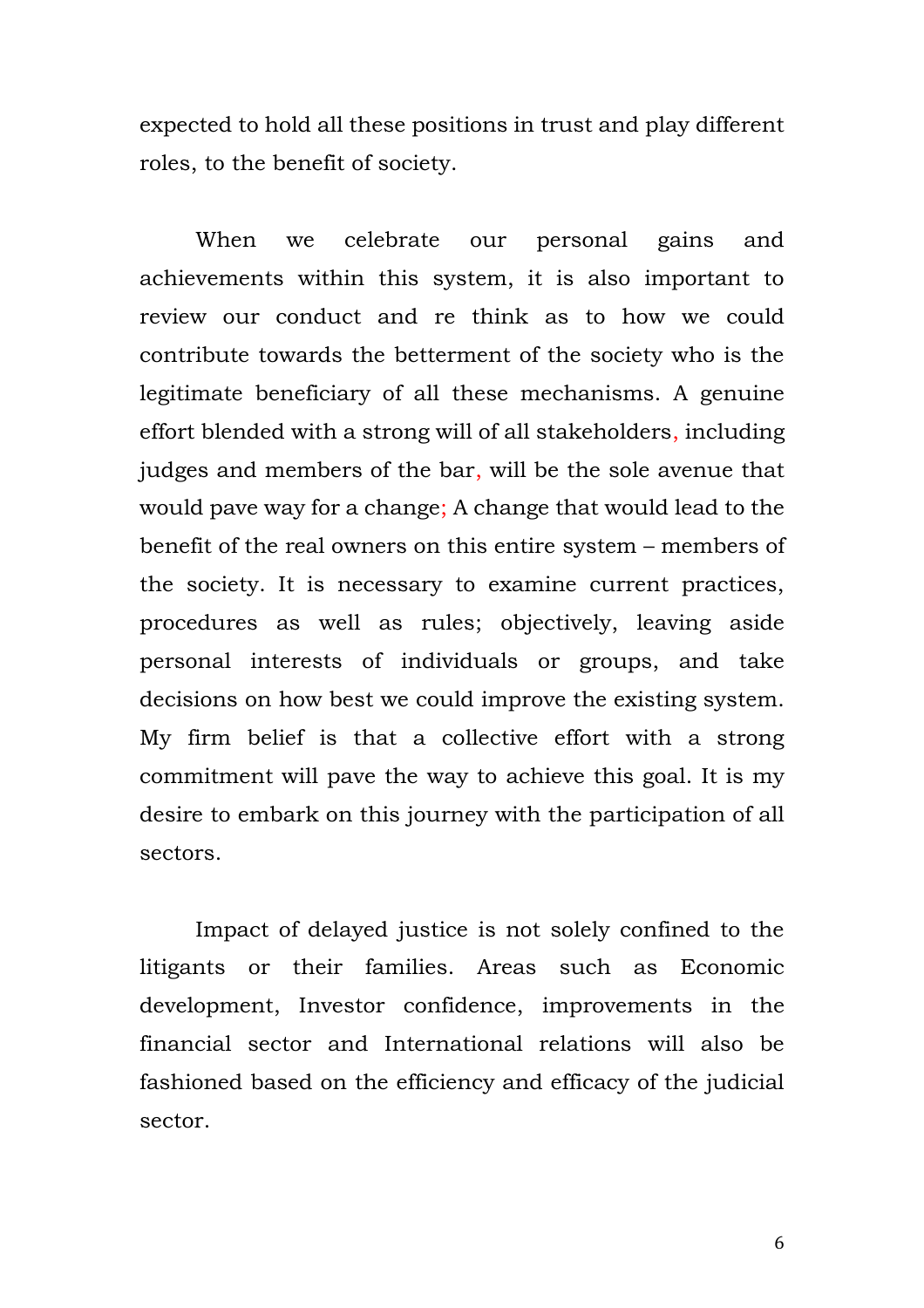expected to hold all these positions in trust and play different roles, to the benefit of society.

When we celebrate our personal gains and achievements within this system, it is also important to review our conduct and re think as to how we could contribute towards the betterment of the society who is the legitimate beneficiary of all these mechanisms. A genuine effort blended with a strong will of all stakeholders, including judges and members of the bar, will be the sole avenue that would pave way for a change; A change that would lead to the benefit of the real owners on this entire system – members of the society. It is necessary to examine current practices, procedures as well as rules; objectively, leaving aside personal interests of individuals or groups, and take decisions on how best we could improve the existing system. My firm belief is that a collective effort with a strong commitment will pave the way to achieve this goal. It is my desire to embark on this journey with the participation of all sectors.

Impact of delayed justice is not solely confined to the litigants or their families. Areas such as Economic development, Investor confidence, improvements in the financial sector and International relations will also be fashioned based on the efficiency and efficacy of the judicial sector.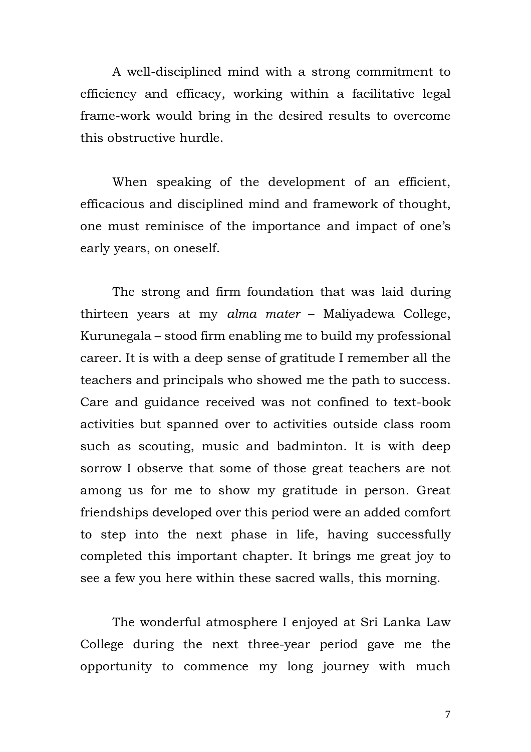A well-disciplined mind with a strong commitment to efficiency and efficacy, working within a facilitative legal frame-work would bring in the desired results to overcome this obstructive hurdle.

When speaking of the development of an efficient, efficacious and disciplined mind and framework of thought, one must reminisce of the importance and impact of one's early years, on oneself.

The strong and firm foundation that was laid during thirteen years at my *alma mater* – Maliyadewa College, Kurunegala – stood firm enabling me to build my professional career. It is with a deep sense of gratitude I remember all the teachers and principals who showed me the path to success. Care and guidance received was not confined to text-book activities but spanned over to activities outside class room such as scouting, music and badminton. It is with deep sorrow I observe that some of those great teachers are not among us for me to show my gratitude in person. Great friendships developed over this period were an added comfort to step into the next phase in life, having successfully completed this important chapter. It brings me great joy to see a few you here within these sacred walls, this morning.

The wonderful atmosphere I enjoyed at Sri Lanka Law College during the next three-year period gave me the opportunity to commence my long journey with much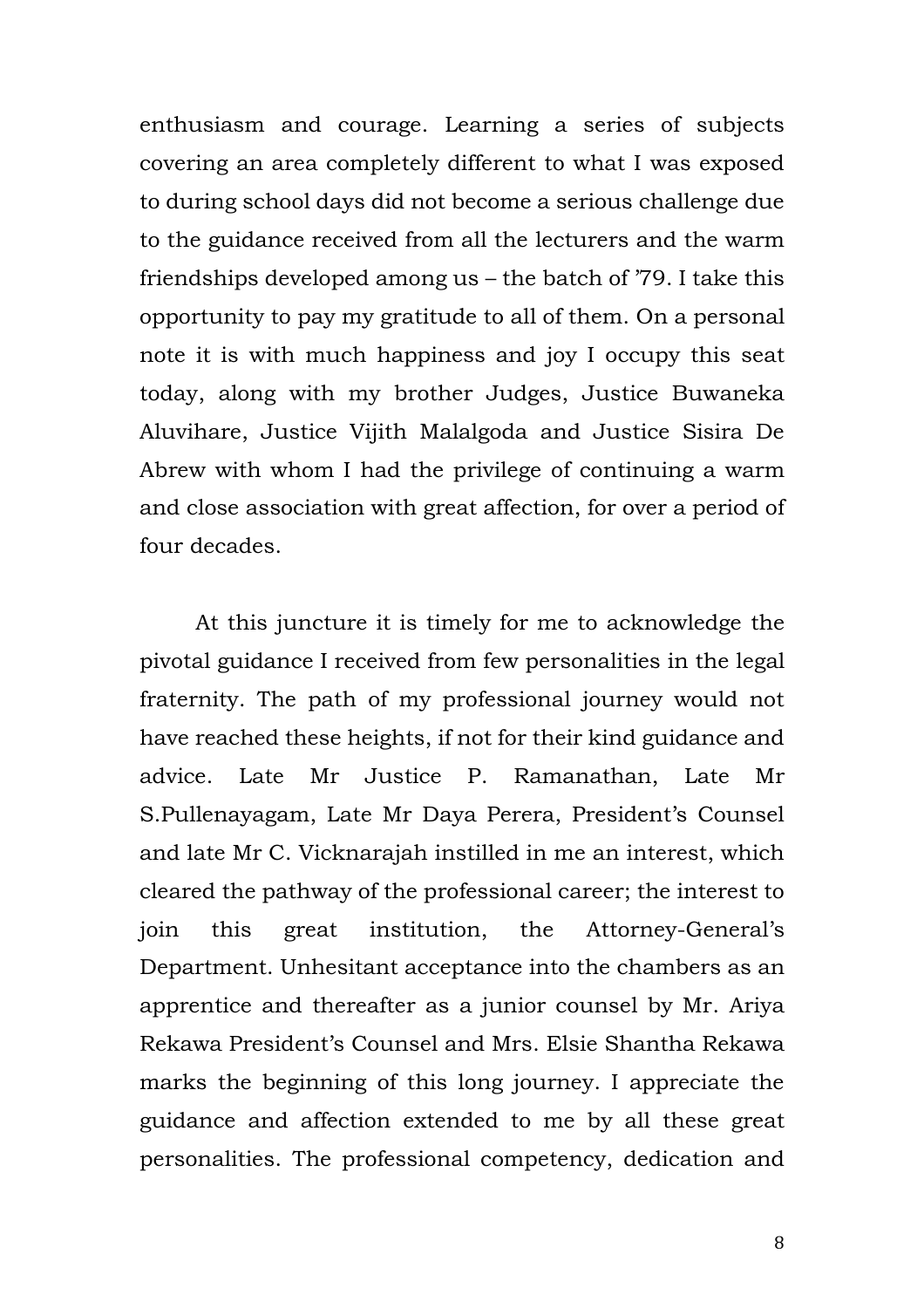enthusiasm and courage. Learning a series of subjects covering an area completely different to what I was exposed to during school days did not become a serious challenge due to the guidance received from all the lecturers and the warm friendships developed among us – the batch of '79. I take this opportunity to pay my gratitude to all of them. On a personal note it is with much happiness and joy I occupy this seat today, along with my brother Judges, Justice Buwaneka Aluvihare, Justice Vijith Malalgoda and Justice Sisira De Abrew with whom I had the privilege of continuing a warm and close association with great affection, for over a period of four decades.

At this juncture it is timely for me to acknowledge the pivotal guidance I received from few personalities in the legal fraternity. The path of my professional journey would not have reached these heights, if not for their kind guidance and advice. Late Mr Justice P. Ramanathan, Late Mr S.Pullenayagam, Late Mr Daya Perera, President's Counsel and late Mr C. Vicknarajah instilled in me an interest, which cleared the pathway of the professional career; the interest to join this great institution, the Attorney-General's Department. Unhesitant acceptance into the chambers as an apprentice and thereafter as a junior counsel by Mr. Ariya Rekawa President's Counsel and Mrs. Elsie Shantha Rekawa marks the beginning of this long journey. I appreciate the guidance and affection extended to me by all these great personalities. The professional competency, dedication and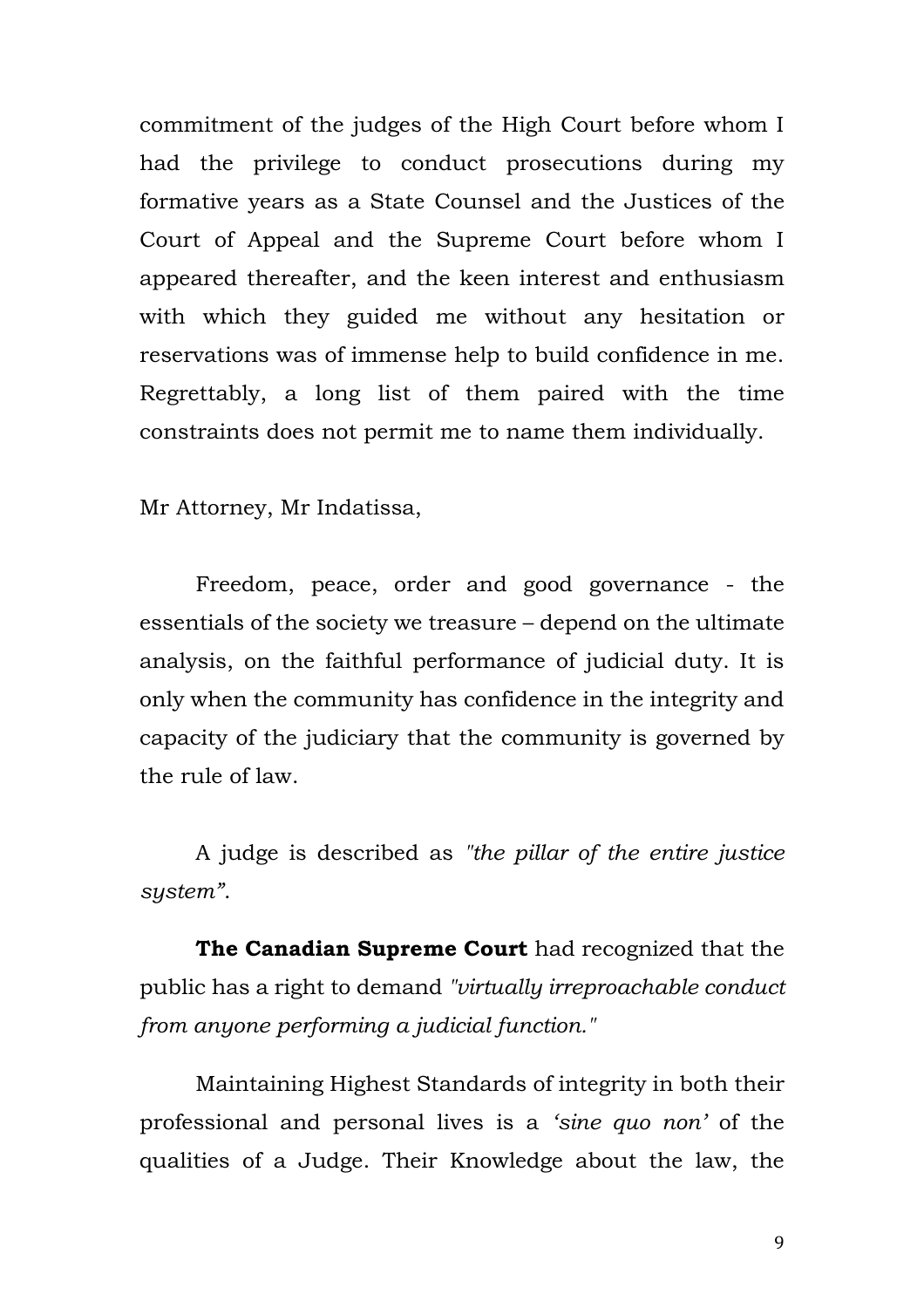commitment of the judges of the High Court before whom I had the privilege to conduct prosecutions during my formative years as a State Counsel and the Justices of the Court of Appeal and the Supreme Court before whom I appeared thereafter, and the keen interest and enthusiasm with which they guided me without any hesitation or reservations was of immense help to build confidence in me. Regrettably, a long list of them paired with the time constraints does not permit me to name them individually.

Mr Attorney, Mr Indatissa,

Freedom, peace, order and good governance - the essentials of the society we treasure – depend on the ultimate analysis, on the faithful performance of judicial duty. It is only when the community has confidence in the integrity and capacity of the judiciary that the community is governed by the rule of law.

A judge is described as *"the pillar of the entire justice system"*.

**The Canadian Supreme Court** had recognized that the public has a right to demand *"virtually irreproachable conduct from anyone performing a judicial function."*

Maintaining Highest Standards of integrity in both their professional and personal lives is a *'sine quo non'* of the qualities of a Judge. Their Knowledge about the law, the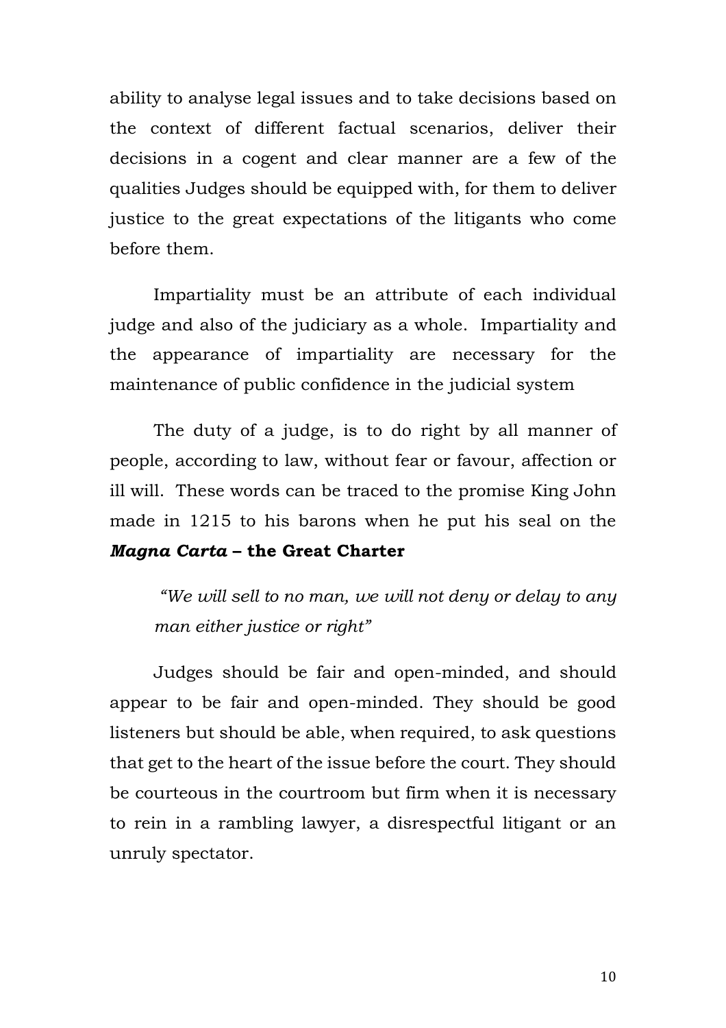ability to analyse legal issues and to take decisions based on the context of different factual scenarios, deliver their decisions in a cogent and clear manner are a few of the qualities Judges should be equipped with, for them to deliver justice to the great expectations of the litigants who come before them.

Impartiality must be an attribute of each individual judge and also of the judiciary as a whole. Impartiality and the appearance of impartiality are necessary for the maintenance of public confidence in the judicial system

The duty of a judge, is to do right by all manner of people, according to law, without fear or favour, affection or ill will. These words can be traced to the promise King John made in 1215 to his barons when he put his seal on the ***Magna Carta* – the Great Charter**

> *"We will sell to no man, we will not deny or delay to any man either justice or right"*

Judges should be fair and open-minded, and should appear to be fair and open-minded. They should be good listeners but should be able, when required, to ask questions that get to the heart of the issue before the court. They should be courteous in the courtroom but firm when it is necessary to rein in a rambling lawyer, a disrespectful litigant or an unruly spectator.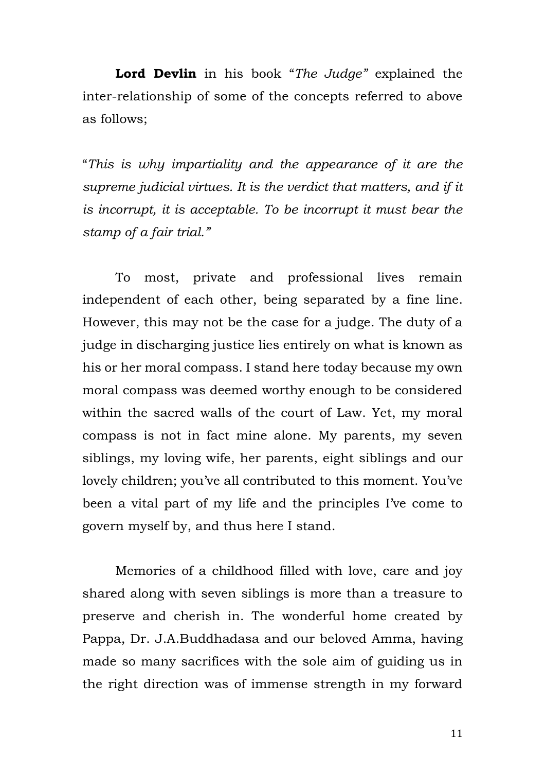**Lord Devlin** in his book "*The Judge*" explained the inter-relationship of some of the concepts referred to above as follows;

"*This is why impartiality and the appearance of it are the supreme judicial virtues. It is the verdict that matters, and if it is incorrupt, it is acceptable. To be incorrupt it must bear the stamp of a fair trial.*"

To most, private and professional lives remain independent of each other, being separated by a fine line. However, this may not be the case for a judge. The duty of a judge in discharging justice lies entirely on what is known as his or her moral compass. I stand here today because my own moral compass was deemed worthy enough to be considered within the sacred walls of the court of Law. Yet, my moral compass is not in fact mine alone. My parents, my seven siblings, my loving wife, her parents, eight siblings and our lovely children; you've all contributed to this moment. You've been a vital part of my life and the principles I've come to govern myself by, and thus here I stand.

Memories of a childhood filled with love, care and joy shared along with seven siblings is more than a treasure to preserve and cherish in. The wonderful home created by Pappa, Dr. J.A.Buddhadasa and our beloved Amma, having made so many sacrifices with the sole aim of guiding us in the right direction was of immense strength in my forward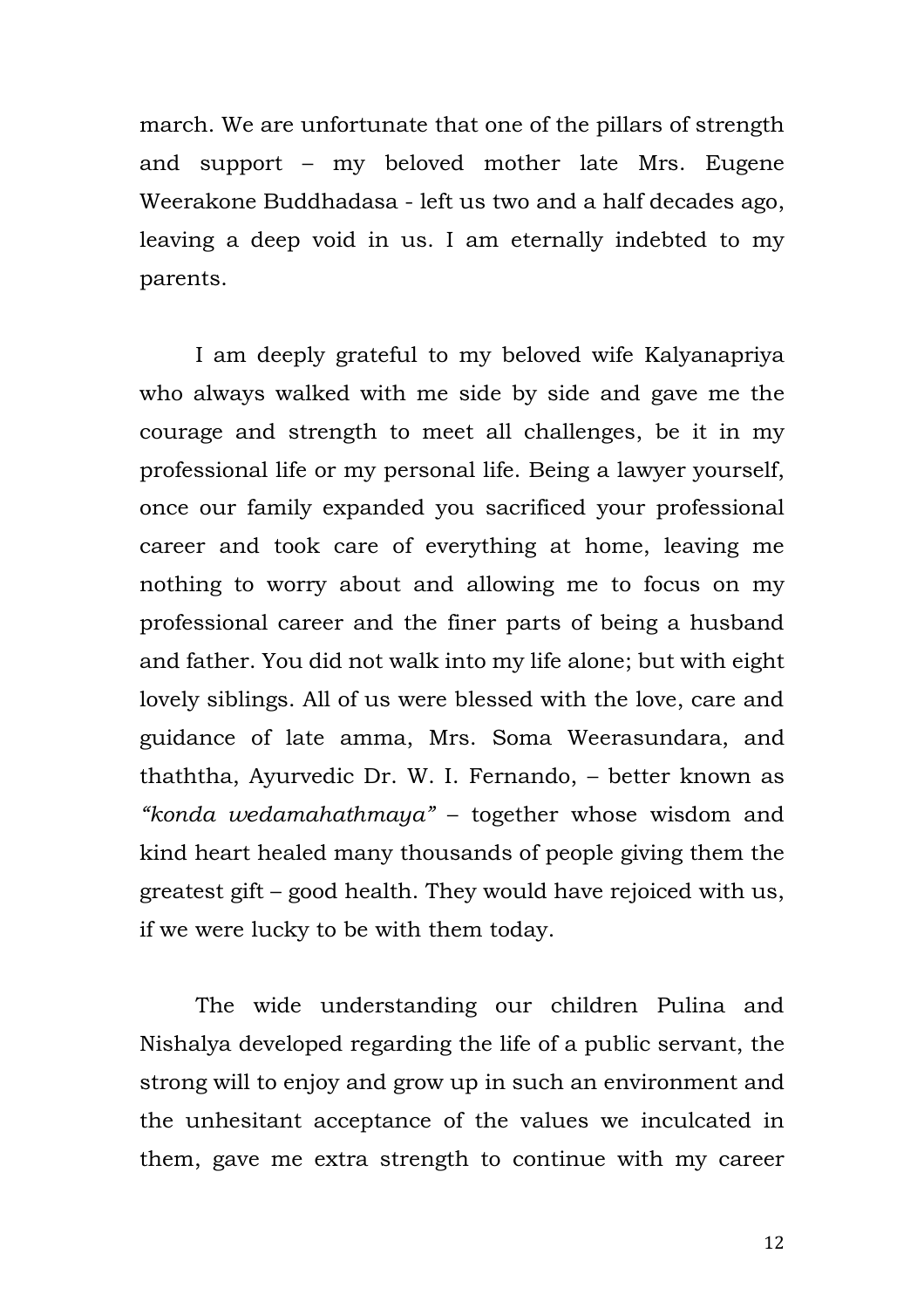march. We are unfortunate that one of the pillars of strength and support – my beloved mother late Mrs. Eugene Weerakone Buddhadasa - left us two and a half decades ago, leaving a deep void in us. I am eternally indebted to my parents.

I am deeply grateful to my beloved wife Kalyanapriya who always walked with me side by side and gave me the courage and strength to meet all challenges, be it in my professional life or my personal life. Being a lawyer yourself, once our family expanded you sacrificed your professional career and took care of everything at home, leaving me nothing to worry about and allowing me to focus on my professional career and the finer parts of being a husband and father. You did not walk into my life alone; but with eight lovely siblings. All of us were blessed with the love, care and guidance of late amma, Mrs. Soma Weerasundara, and thaththa, Ayurvedic Dr. W. I. Fernando, – better known as *"konda wedamahathmaya"* – together whose wisdom and kind heart healed many thousands of people giving them the greatest gift – good health. They would have rejoiced with us, if we were lucky to be with them today.

The wide understanding our children Pulina and Nishalya developed regarding the life of a public servant, the strong will to enjoy and grow up in such an environment and the unhesitant acceptance of the values we inculcated in them, gave me extra strength to continue with my career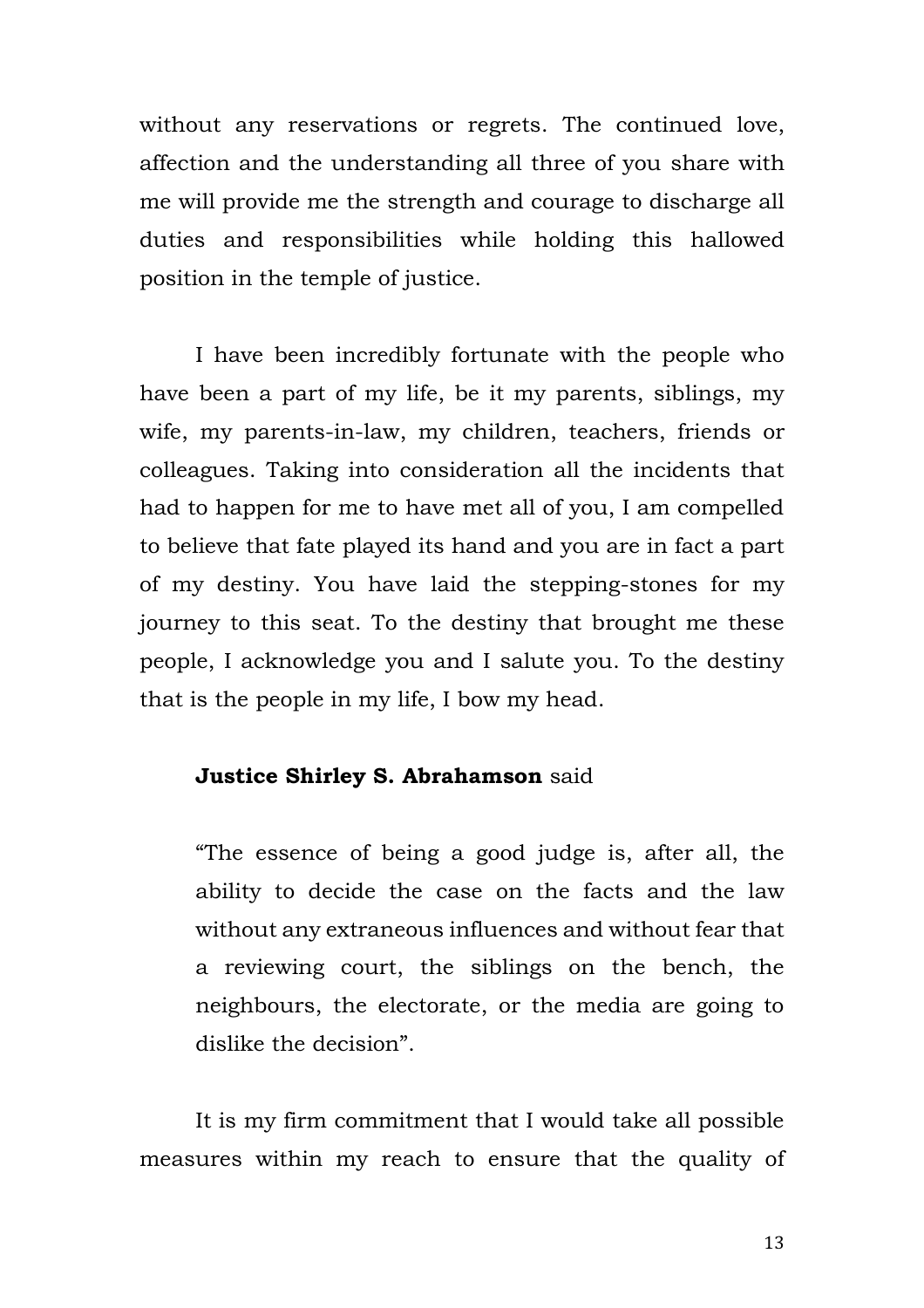without any reservations or regrets. The continued love, affection and the understanding all three of you share with me will provide me the strength and courage to discharge all duties and responsibilities while holding this hallowed position in the temple of justice.

I have been incredibly fortunate with the people who have been a part of my life, be it my parents, siblings, my wife, my parents-in-law, my children, teachers, friends or colleagues. Taking into consideration all the incidents that had to happen for me to have met all of you, I am compelled to believe that fate played its hand and you are in fact a part of my destiny. You have laid the stepping-stones for my journey to this seat. To the destiny that brought me these people, I acknowledge you and I salute you. To the destiny that is the people in my life, I bow my head.

**Justice Shirley S. Abrahamson** said

> "The essence of being a good judge is, after all, the ability to decide the case on the facts and the law without any extraneous influences and without fear that a reviewing court, the siblings on the bench, the neighbours, the electorate, or the media are going to dislike the decision".

It is my firm commitment that I would take all possible measures within my reach to ensure that the quality of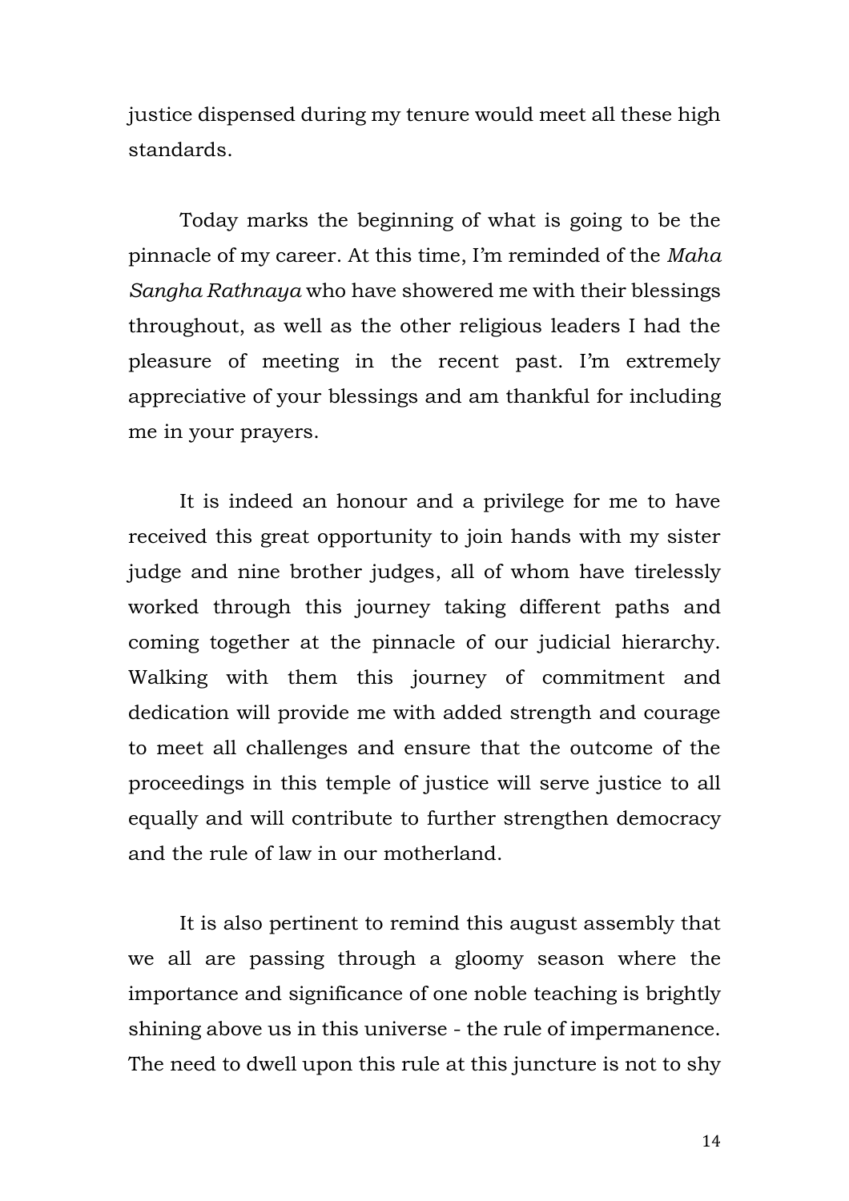justice dispensed during my tenure would meet all these high standards.

Today marks the beginning of what is going to be the pinnacle of my career. At this time, I'm reminded of the *Maha Sangha Rathnaya* who have showered me with their blessings throughout, as well as the other religious leaders I had the pleasure of meeting in the recent past. I'm extremely appreciative of your blessings and am thankful for including me in your prayers.

It is indeed an honour and a privilege for me to have received this great opportunity to join hands with my sister judge and nine brother judges, all of whom have tirelessly worked through this journey taking different paths and coming together at the pinnacle of our judicial hierarchy. Walking with them this journey of commitment and dedication will provide me with added strength and courage to meet all challenges and ensure that the outcome of the proceedings in this temple of justice will serve justice to all equally and will contribute to further strengthen democracy and the rule of law in our motherland.

It is also pertinent to remind this august assembly that we all are passing through a gloomy season where the importance and significance of one noble teaching is brightly shining above us in this universe - the rule of impermanence. The need to dwell upon this rule at this juncture is not to shy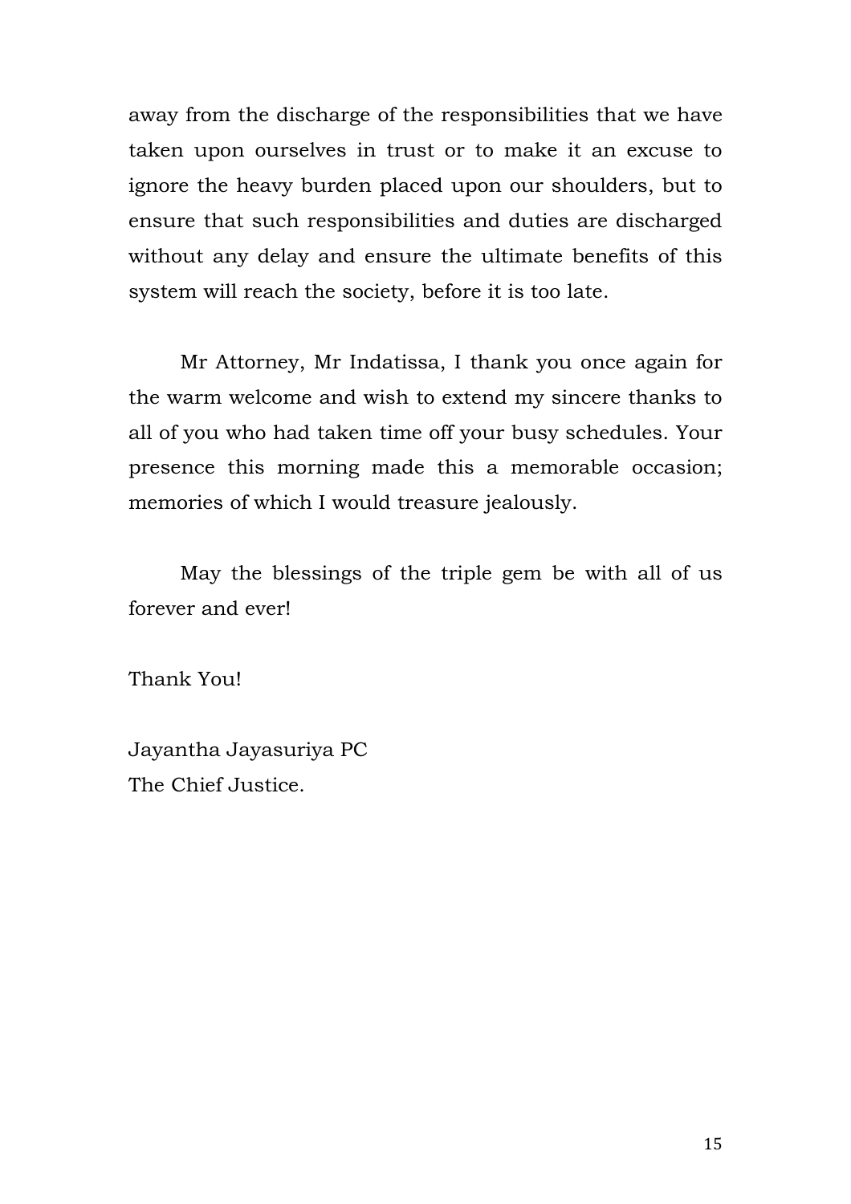away from the discharge of the responsibilities that we have taken upon ourselves in trust or to make it an excuse to ignore the heavy burden placed upon our shoulders, but to ensure that such responsibilities and duties are discharged without any delay and ensure the ultimate benefits of this system will reach the society, before it is too late.

Mr Attorney, Mr Indatissa, I thank you once again for the warm welcome and wish to extend my sincere thanks to all of you who had taken time off your busy schedules. Your presence this morning made this a memorable occasion; memories of which I would treasure jealously.

May the blessings of the triple gem be with all of us forever and ever!

Thank You!

Jayantha Jayasuriya PC
The Chief Justice.